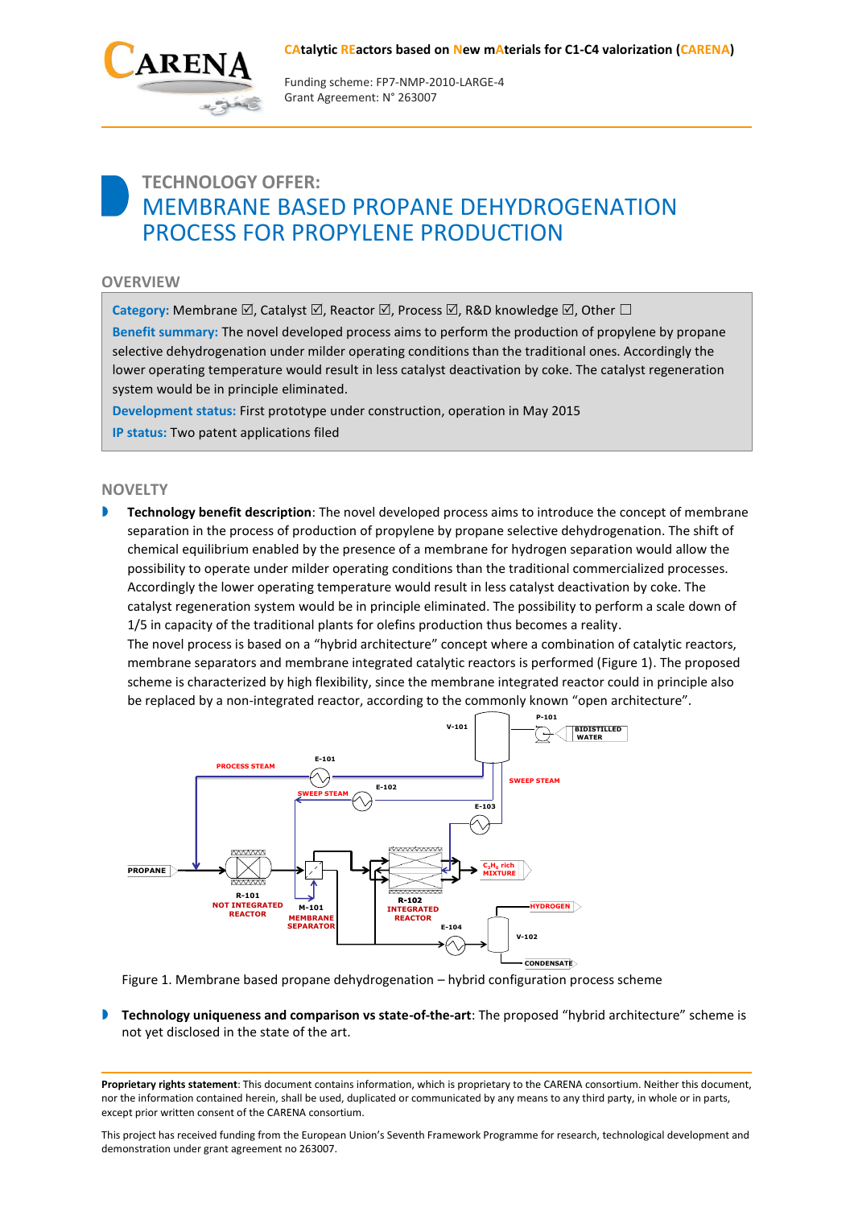CAtalytic REactors based on New mAterials for C1-C4 valorization (CARENA)

Funding scheme: FP7-NMP-2010-LARGE-4
Grant Agreement: N° 263007

# TECHNOLOGY OFFER:
# MEMBRANE BASED PROPANE DEHYDROGENATION PROCESS FOR PROPYLENE PRODUCTION

## OVERVIEW

**Category:** Membrane ☑, Catalyst ☑, Reactor ☑, Process ☑, R&D knowledge ☑, Other ☐

**Benefit summary:** The novel developed process aims to perform the production of propylene by propane selective dehydrogenation under milder operating conditions than the traditional ones. Accordingly the lower operating temperature would result in less catalyst deactivation by coke. The catalyst regeneration system would be in principle eliminated.

**Development status:** First prototype under construction, operation in May 2015

**IP status:** Two patent applications filed

## NOVELTY

- **Technology benefit description**: The novel developed process aims to introduce the concept of membrane separation in the process of production of propylene by propane selective dehydrogenation. The shift of chemical equilibrium enabled by the presence of a membrane for hydrogen separation would allow the possibility to operate under milder operating conditions than the traditional commercialized processes. Accordingly the lower operating temperature would result in less catalyst deactivation by coke. The catalyst regeneration system would be in principle eliminated. The possibility to perform a scale down of 1/5 in capacity of the traditional plants for olefins production thus becomes a reality.
  The novel process is based on a "hybrid architecture" concept where a combination of catalytic reactors, membrane separators and membrane integrated catalytic reactors is performed (Figure 1). The proposed scheme is characterized by high flexibility, since the membrane integrated reactor could in principle also be replaced by a non-integrated reactor, according to the commonly known "open architecture".

Figure 1. Membrane based propane dehydrogenation – hybrid configuration process scheme

- **Technology uniqueness and comparison vs state-of-the-art**: The proposed "hybrid architecture" scheme is not yet disclosed in the state of the art.

**Proprietary rights statement**: This document contains information, which is proprietary to the CARENA consortium. Neither this document, nor the information contained herein, shall be used, duplicated or communicated by any means to any third party, in whole or in parts, except prior written consent of the CARENA consortium.

This project has received funding from the European Union's Seventh Framework Programme for research, technological development and demonstration under grant agreement no 263007.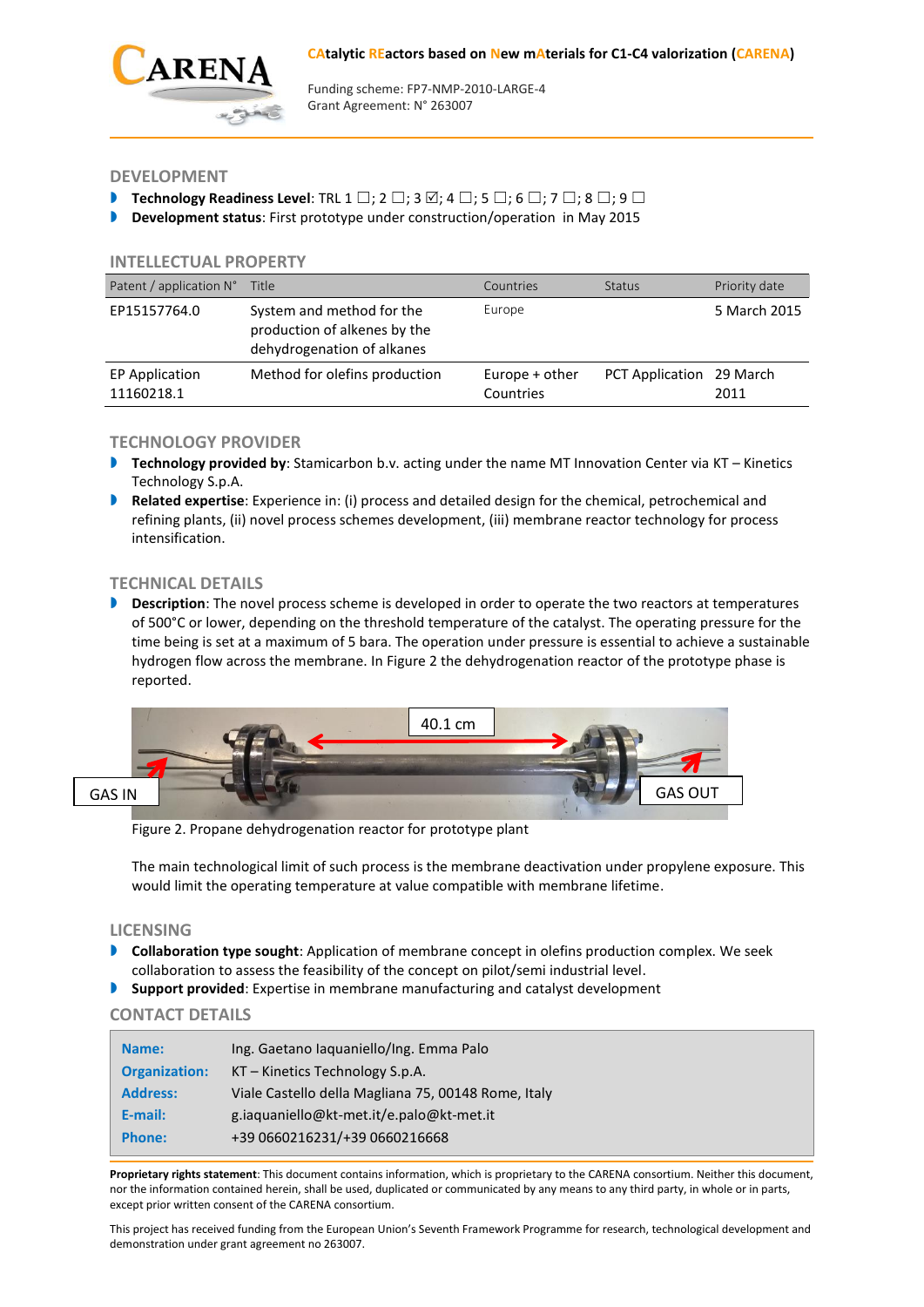CAtalytic REactors based on New mAterials for C1-C4 valorization (CARENA)

Funding scheme: FP7-NMP-2010-LARGE-4
Grant Agreement: N° 263007

## DEVELOPMENT

- **Technology Readiness Level**: TRL 1 ☐; 2 ☐; 3 ☑; 4 ☐; 5 ☐; 6 ☐; 7 ☐; 8 ☐; 9 ☐
- **Development status**: First prototype under construction/operation in May 2015

## INTELLECTUAL PROPERTY

| Patent / application N° | Title | Countries | Status | Priority date |
|---|---|---|---|---|
| EP15157764.0 | System and method for the production of alkenes by the dehydrogenation of alkanes | Europe | | 5 March 2015 |
| EP Application 11160218.1 | Method for olefins production | Europe + other Countries | PCT Application | 29 March 2011 |

## TECHNOLOGY PROVIDER

- **Technology provided by**: Stamicarbon b.v. acting under the name MT Innovation Center via KT – Kinetics Technology S.p.A.
- **Related expertise**: Experience in: (i) process and detailed design for the chemical, petrochemical and refining plants, (ii) novel process schemes development, (iii) membrane reactor technology for process intensification.

## TECHNICAL DETAILS

- **Description**: The novel process scheme is developed in order to operate the two reactors at temperatures of 500°C or lower, depending on the threshold temperature of the catalyst. The operating pressure for the time being is set at a maximum of 5 bara. The operation under pressure is essential to achieve a sustainable hydrogen flow across the membrane. In Figure 2 the dehydrogenation reactor of the prototype phase is reported.

40.1 cm
GAS IN
GAS OUT

Figure 2. Propane dehydrogenation reactor for prototype plant

The main technological limit of such process is the membrane deactivation under propylene exposure. This would limit the operating temperature at value compatible with membrane lifetime.

## LICENSING

- **Collaboration type sought**: Application of membrane concept in olefins production complex. We seek collaboration to assess the feasibility of the concept on pilot/semi industrial level.
- **Support provided**: Expertise in membrane manufacturing and catalyst development

## CONTACT DETAILS

| | |
|---|---|
| **Name:** | Ing. Gaetano Iaquaniello/Ing. Emma Palo |
| **Organization:** | KT – Kinetics Technology S.p.A. |
| **Address:** | Viale Castello della Magliana 75, 00148 Rome, Italy |
| **E-mail:** | g.iaquaniello@kt-met.it/e.palo@kt-met.it |
| **Phone:** | +39 0660216231/+39 0660216668 |

**Proprietary rights statement**: This document contains information, which is proprietary to the CARENA consortium. Neither this document, nor the information contained herein, shall be used, duplicated or communicated by any means to any third party, in whole or in parts, except prior written consent of the CARENA consortium.

This project has received funding from the European Union's Seventh Framework Programme for research, technological development and demonstration under grant agreement no 263007.